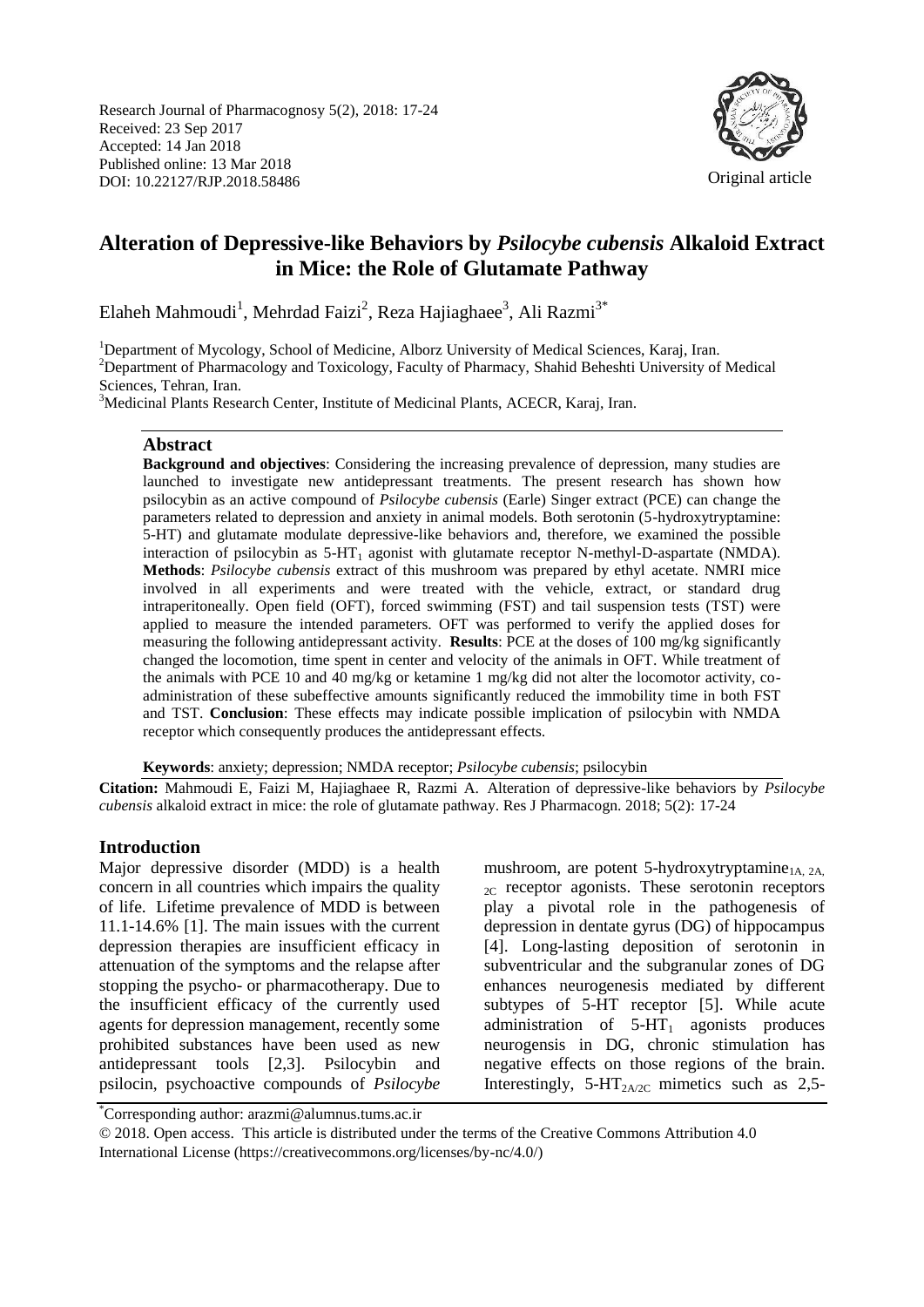Research Journal of Pharmacognosy 5(2), 2018: 17-24
Received: 23 Sep 2017
Accepted: 14 Jan 2018
Published online: 13 Mar 2018
DOI: 10.22127/RJP.2018.58486

Original article

# Alteration of Depressive-like Behaviors by *Psilocybe cubensis* Alkaloid Extract in Mice: the Role of Glutamate Pathway

Elaheh Mahmoudi[1], Mehrdad Faizi[2], Reza Hajiaghaee[3], Ali Razmi[3*]

[1]Department of Mycology, School of Medicine, Alborz University of Medical Sciences, Karaj, Iran.
[2]Department of Pharmacology and Toxicology, Faculty of Pharmacy, Shahid Beheshti University of Medical Sciences, Tehran, Iran.
[3]Medicinal Plants Research Center, Institute of Medicinal Plants, ACECR, Karaj, Iran.

## Abstract

**Background and objectives**: Considering the increasing prevalence of depression, many studies are launched to investigate new antidepressant treatments. The present research has shown how psilocybin as an active compound of *Psilocybe cubensis* (Earle) Singer extract (PCE) can change the parameters related to depression and anxiety in animal models. Both serotonin (5-hydroxytryptamine: 5-HT) and glutamate modulate depressive-like behaviors and, therefore, we examined the possible interaction of psilocybin as $5\text{-HT}_1$ agonist with glutamate receptor N-methyl-D-aspartate (NMDA). **Methods**: *Psilocybe cubensis* extract of this mushroom was prepared by ethyl acetate. NMRI mice involved in all experiments and were treated with the vehicle, extract, or standard drug intraperitoneally. Open field (OFT), forced swimming (FST) and tail suspension tests (TST) were applied to measure the intended parameters. OFT was performed to verify the applied doses for measuring the following antidepressant activity. **Results**: PCE at the doses of 100 mg/kg significantly changed the locomotion, time spent in center and velocity of the animals in OFT. While treatment of the animals with PCE 10 and 40 mg/kg or ketamine 1 mg/kg did not alter the locomotor activity, co-administration of these subeffective amounts significantly reduced the immobility time in both FST and TST. **Conclusion**: These effects may indicate possible implication of psilocybin with NMDA receptor which consequently produces the antidepressant effects.

**Keywords**: anxiety; depression; NMDA receptor; *Psilocybe cubensis*; psilocybin

**Citation:** Mahmoudi E, Faizi M, Hajiaghaee R, Razmi A. Alteration of depressive-like behaviors by *Psilocybe cubensis* alkaloid extract in mice: the role of glutamate pathway. Res J Pharmacogn. 2018; 5(2): 17-24

## Introduction

Major depressive disorder (MDD) is a health concern in all countries which impairs the quality of life. Lifetime prevalence of MDD is between 11.1-14.6% [1]. The main issues with the current depression therapies are insufficient efficacy in attenuation of the symptoms and the relapse after stopping the psycho- or pharmacotherapy. Due to the insufficient efficacy of the currently used agents for depression management, recently some prohibited substances have been used as new antidepressant tools [2,3]. Psilocybin and psilocin, psychoactive compounds of *Psilocybe* mushroom, are potent 5-hydroxytryptamine$_{1A,\ 2A,\ 2C}$ receptor agonists. These serotonin receptors play a pivotal role in the pathogenesis of depression in dentate gyrus (DG) of hippocampus [4]. Long-lasting deposition of serotonin in subventricular and the subgranular zones of DG enhances neurogenesis mediated by different subtypes of 5-HT receptor [5]. While acute administration of $5\text{-HT}_1$ agonists produces neurogensis in DG, chronic stimulation has negative effects on those regions of the brain. Interestingly, $5\text{-HT}_{2A/2C}$ mimetics such as 2,5-

*Corresponding author: arazmi@alumnus.tums.ac.ir

© 2018. Open access. This article is distributed under the terms of the Creative Commons Attribution 4.0 International License (https://creativecommons.org/licenses/by-nc/4.0/)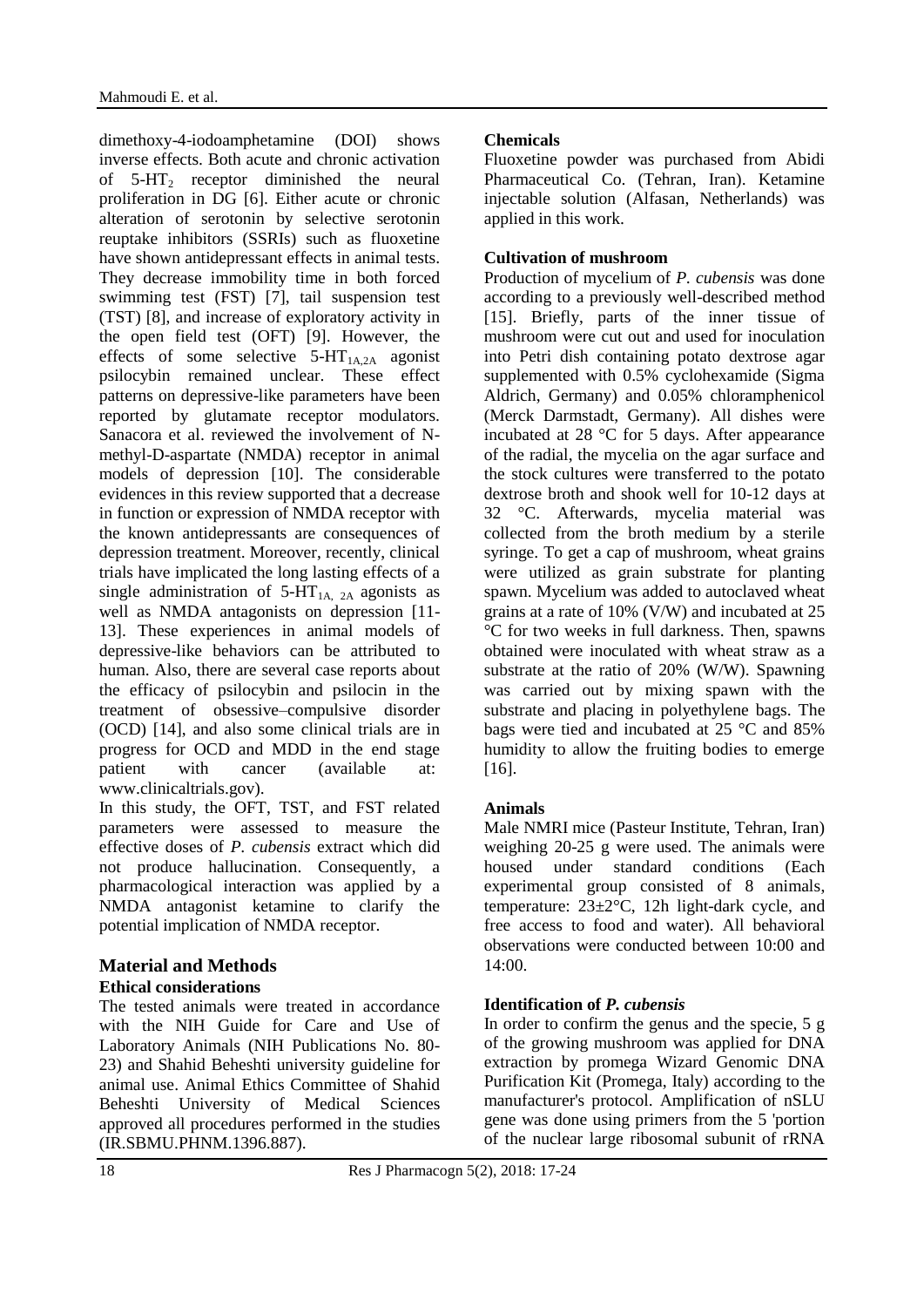dimethoxy-4-iodoamphetamine (DOI) shows inverse effects. Both acute and chronic activation of $5\text{-HT}_2$ receptor diminished the neural proliferation in DG [6]. Either acute or chronic alteration of serotonin by selective serotonin reuptake inhibitors (SSRIs) such as fluoxetine have shown antidepressant effects in animal tests. They decrease immobility time in both forced swimming test (FST) [7], tail suspension test (TST) [8], and increase of exploratory activity in the open field test (OFT) [9]. However, the effects of some selective $5\text{-HT}_{1A,2A}$ agonist psilocybin remained unclear. These effect patterns on depressive-like parameters have been reported by glutamate receptor modulators. Sanacora et al. reviewed the involvement of N-methyl-D-aspartate (NMDA) receptor in animal models of depression [10]. The considerable evidences in this review supported that a decrease in function or expression of NMDA receptor with the known antidepressants are consequences of depression treatment. Moreover, recently, clinical trials have implicated the long lasting effects of a single administration of $5\text{-HT}_{1A,\ 2A}$ agonists as well as NMDA antagonists on depression [11-13]. These experiences in animal models of depressive-like behaviors can be attributed to human. Also, there are several case reports about the efficacy of psilocybin and psilocin in the treatment of obsessive–compulsive disorder (OCD) [14], and also some clinical trials are in progress for OCD and MDD in the end stage patient with cancer (available at: www.clinicaltrials.gov).

In this study, the OFT, TST, and FST related parameters were assessed to measure the effective doses of *P. cubensis* extract which did not produce hallucination. Consequently, a pharmacological interaction was applied by a NMDA antagonist ketamine to clarify the potential implication of NMDA receptor.

## Material and Methods

### Ethical considerations

The tested animals were treated in accordance with the NIH Guide for Care and Use of Laboratory Animals (NIH Publications No. 80-23) and Shahid Beheshti university guideline for animal use. Animal Ethics Committee of Shahid Beheshti University of Medical Sciences approved all procedures performed in the studies (IR.SBMU.PHNM.1396.887).

### Chemicals

Fluoxetine powder was purchased from Abidi Pharmaceutical Co. (Tehran, Iran). Ketamine injectable solution (Alfasan, Netherlands) was applied in this work.

### Cultivation of mushroom

Production of mycelium of *P. cubensis* was done according to a previously well-described method [15]. Briefly, parts of the inner tissue of mushroom were cut out and used for inoculation into Petri dish containing potato dextrose agar supplemented with 0.5% cyclohexamide (Sigma Aldrich, Germany) and 0.05% chloramphenicol (Merck Darmstadt, Germany). All dishes were incubated at 28 °C for 5 days. After appearance of the radial, the mycelia on the agar surface and the stock cultures were transferred to the potato dextrose broth and shook well for 10-12 days at 32 °C. Afterwards, mycelia material was collected from the broth medium by a sterile syringe. To get a cap of mushroom, wheat grains were utilized as grain substrate for planting spawn. Mycelium was added to autoclaved wheat grains at a rate of 10% (V/W) and incubated at 25 °C for two weeks in full darkness. Then, spawns obtained were inoculated with wheat straw as a substrate at the ratio of 20% (W/W). Spawning was carried out by mixing spawn with the substrate and placing in polyethylene bags. The bags were tied and incubated at 25 °C and 85% humidity to allow the fruiting bodies to emerge [16].

### Animals

Male NMRI mice (Pasteur Institute, Tehran, Iran) weighing 20-25 g were used. The animals were housed under standard conditions (Each experimental group consisted of 8 animals, temperature: 23±2°C, 12h light-dark cycle, and free access to food and water). All behavioral observations were conducted between 10:00 and 14:00.

### Identification of *P. cubensis*

In order to confirm the genus and the specie, 5 g of the growing mushroom was applied for DNA extraction by promega Wizard Genomic DNA Purification Kit (Promega, Italy) according to the manufacturer's protocol. Amplification of nSLU gene was done using primers from the 5 'portion of the nuclear large ribosomal subunit of rRNA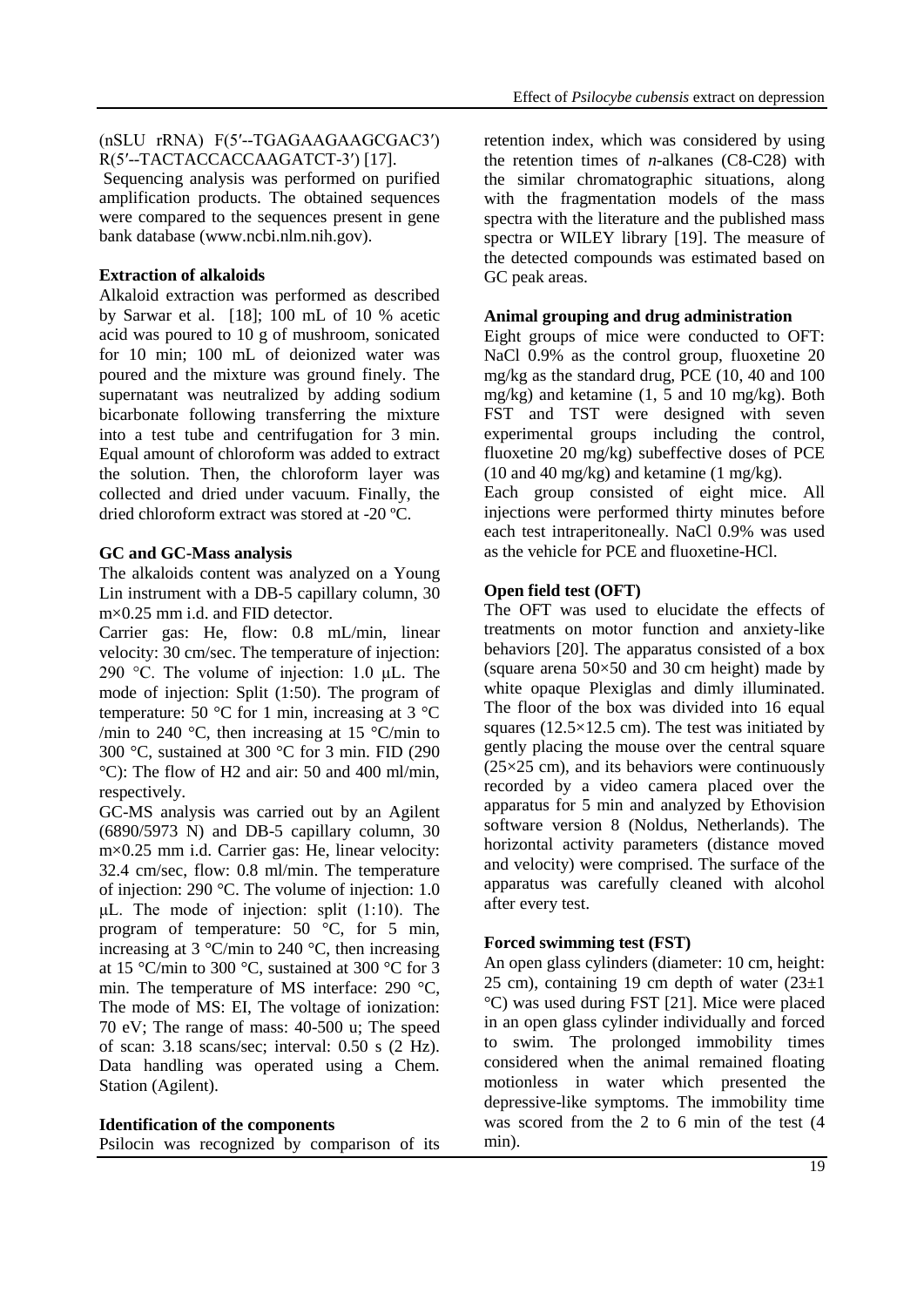(nSLU rRNA) F(5′--TGAGAAGAAGCGAC3′) R(5′--TACTACCACCAAGATCT-3′) [17].

Sequencing analysis was performed on purified amplification products. The obtained sequences were compared to the sequences present in gene bank database (www.ncbi.nlm.nih.gov).

**Extraction of alkaloids**

Alkaloid extraction was performed as described by Sarwar et al. [18]; 100 mL of 10 % acetic acid was poured to 10 g of mushroom, sonicated for 10 min; 100 mL of deionized water was poured and the mixture was ground finely. The supernatant was neutralized by adding sodium bicarbonate following transferring the mixture into a test tube and centrifugation for 3 min. Equal amount of chloroform was added to extract the solution. Then, the chloroform layer was collected and dried under vacuum. Finally, the dried chloroform extract was stored at -20 ºC.

**GC and GC-Mass analysis**

The alkaloids content was analyzed on a Young Lin instrument with a DB-5 capillary column, 30 m×0.25 mm i.d. and FID detector.

Carrier gas: He, flow: 0.8 mL/min, linear velocity: 30 cm/sec. The temperature of injection: 290 °C. The volume of injection: 1.0 μL. The mode of injection: Split (1:50). The program of temperature: 50 °C for 1 min, increasing at 3 °C /min to 240 °C, then increasing at 15 °C/min to 300 °C, sustained at 300 °C for 3 min. FID (290 °C): The flow of H2 and air: 50 and 400 ml/min, respectively.

GC-MS analysis was carried out by an Agilent (6890/5973 N) and DB-5 capillary column, 30 m×0.25 mm i.d. Carrier gas: He, linear velocity: 32.4 cm/sec, flow: 0.8 ml/min. The temperature of injection: 290 °C. The volume of injection: 1.0 μL. The mode of injection: split (1:10). The program of temperature: 50 °C, for 5 min, increasing at 3 °C/min to 240 °C, then increasing at 15 °C/min to 300 °C, sustained at 300 °C for 3 min. The temperature of MS interface: 290 °C, The mode of MS: EI, The voltage of ionization: 70 eV; The range of mass: 40-500 u; The speed of scan: 3.18 scans/sec; interval: 0.50 s (2 Hz). Data handling was operated using a Chem. Station (Agilent).

**Identification of the components**

Psilocin was recognized by comparison of its retention index, which was considered by using the retention times of *n*-alkanes (C8-C28) with the similar chromatographic situations, along with the fragmentation models of the mass spectra with the literature and the published mass spectra or WILEY library [19]. The measure of the detected compounds was estimated based on GC peak areas.

**Animal grouping and drug administration**

Eight groups of mice were conducted to OFT: NaCl 0.9% as the control group, fluoxetine 20 mg/kg as the standard drug, PCE (10, 40 and 100 mg/kg) and ketamine (1, 5 and 10 mg/kg). Both FST and TST were designed with seven experimental groups including the control, fluoxetine 20 mg/kg) subeffective doses of PCE (10 and 40 mg/kg) and ketamine (1 mg/kg).

Each group consisted of eight mice. All injections were performed thirty minutes before each test intraperitoneally. NaCl 0.9% was used as the vehicle for PCE and fluoxetine-HCl.

**Open field test (OFT)**

The OFT was used to elucidate the effects of treatments on motor function and anxiety-like behaviors [20]. The apparatus consisted of a box (square arena 50×50 and 30 cm height) made by white opaque Plexiglas and dimly illuminated. The floor of the box was divided into 16 equal squares (12.5×12.5 cm). The test was initiated by gently placing the mouse over the central square (25×25 cm), and its behaviors were continuously recorded by a video camera placed over the apparatus for 5 min and analyzed by Ethovision software version 8 (Noldus, Netherlands). The horizontal activity parameters (distance moved and velocity) were comprised. The surface of the apparatus was carefully cleaned with alcohol after every test.

**Forced swimming test (FST)**

An open glass cylinders (diameter: 10 cm, height: 25 cm), containing 19 cm depth of water (23±1 °C) was used during FST [21]. Mice were placed in an open glass cylinder individually and forced to swim. The prolonged immobility times considered when the animal remained floating motionless in water which presented the depressive-like symptoms. The immobility time was scored from the 2 to 6 min of the test (4 min).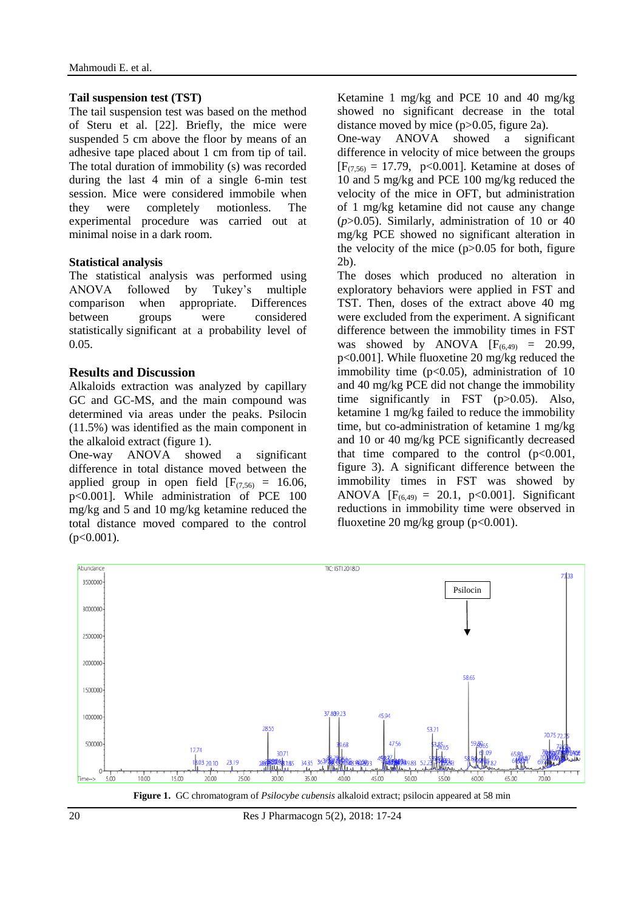### Tail suspension test (TST)

The tail suspension test was based on the method of Steru et al. [22]. Briefly, the mice were suspended 5 cm above the floor by means of an adhesive tape placed about 1 cm from tip of tail. The total duration of immobility (s) was recorded during the last 4 min of a single 6-min test session. Mice were considered immobile when they were completely motionless. The experimental procedure was carried out at minimal noise in a dark room.

### Statistical analysis

The statistical analysis was performed using ANOVA followed by Tukey's multiple comparison when appropriate. Differences between groups were considered statistically significant at a probability level of 0.05.

## Results and Discussion

Alkaloids extraction was analyzed by capillary GC and GC-MS, and the main compound was determined via areas under the peaks. Psilocin (11.5%) was identified as the main component in the alkaloid extract (figure 1).

One-way ANOVA showed a significant difference in total distance moved between the applied group in open field [$F_{(7,56)}$ = 16.06, p<0.001]. While administration of PCE 100 mg/kg and 5 and 10 mg/kg ketamine reduced the total distance moved compared to the control (p<0.001). Ketamine 1 mg/kg and PCE 10 and 40 mg/kg showed no significant decrease in the total distance moved by mice (p>0.05, figure 2a).

One-way ANOVA showed a significant difference in velocity of mice between the groups [$F_{(7,56)}$ = 17.79, p<0.001]. Ketamine at doses of 10 and 5 mg/kg and PCE 100 mg/kg reduced the velocity of the mice in OFT, but administration of 1 mg/kg ketamine did not cause any change (*p*>0.05). Similarly, administration of 10 or 40 mg/kg PCE showed no significant alteration in the velocity of the mice (p>0.05 for both, figure 2b).

The doses which produced no alteration in exploratory behaviors were applied in FST and TST. Then, doses of the extract above 40 mg were excluded from the experiment. A significant difference between the immobility times in FST was showed by ANOVA [$F_{(6,49)}$ = 20.99, p<0.001]. While fluoxetine 20 mg/kg reduced the immobility time (p<0.05), administration of 10 and 40 mg/kg PCE did not change the immobility time significantly in FST (p>0.05). Also, ketamine 1 mg/kg failed to reduce the immobility time, but co-administration of ketamine 1 mg/kg and 10 or 40 mg/kg PCE significantly decreased that time compared to the control (p<0.001, figure 3). A significant difference between the immobility times in FST was showed by ANOVA [$F_{(6,49)}$ = 20.1, p<0.001]. Significant reductions in immobility time were observed in fluoxetine 20 mg/kg group (p<0.001).

**Figure 1.** GC chromatogram of *Psilocybe cubensis* alkaloid extract; psilocin appeared at 58 min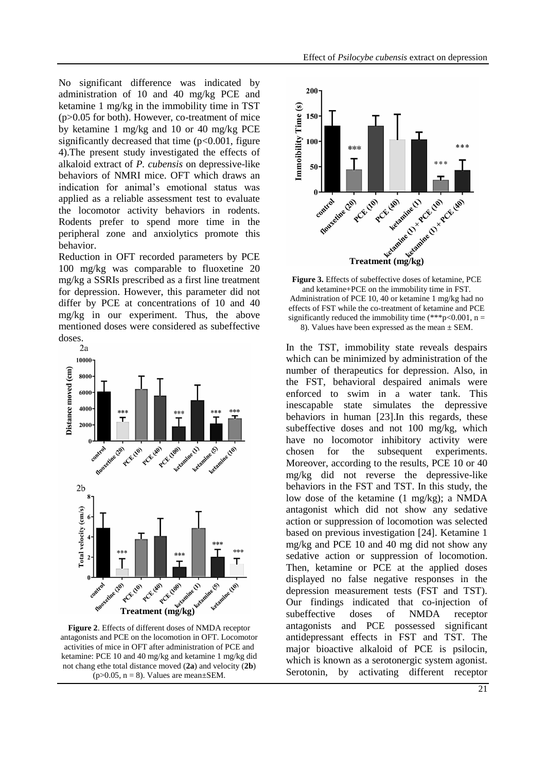No significant difference was indicated by administration of 10 and 40 mg/kg PCE and ketamine 1 mg/kg in the immobility time in TST ($p>0.05$ for both). However, co-treatment of mice by ketamine 1 mg/kg and 10 or 40 mg/kg PCE significantly decreased that time ($p<0.001$, figure 4).The present study investigated the effects of alkaloid extract of *P. cubensis* on depressive-like behaviors of NMRI mice. OFT which draws an indication for animal's emotional status was applied as a reliable assessment test to evaluate the locomotor activity behaviors in rodents. Rodents prefer to spend more time in the peripheral zone and anxiolytics promote this behavior.

Reduction in OFT recorded parameters by PCE 100 mg/kg was comparable to fluoxetine 20 mg/kg a SSRIs prescribed as a first line treatment for depression. However, this parameter did not differ by PCE at concentrations of 10 and 40 mg/kg in our experiment. Thus, the above mentioned doses were considered as subeffective doses.

**Figure 2**. Effects of different doses of NMDA receptor antagonists and PCE on the locomotion in OFT. Locomotor activities of mice in OFT after administration of PCE and ketamine: PCE 10 and 40 mg/kg and ketamine 1 mg/kg did not chang ethe total distance moved (**2a**) and velocity (**2b**) ($p>0.05$, $n = 8$). Values are mean±SEM.

**Figure 3.** Effects of subeffective doses of ketamine, PCE and ketamine+PCE on the immobility time in FST. Administration of PCE 10, 40 or ketamine 1 mg/kg had no effects of FST while the co-treatment of ketamine and PCE significantly reduced the immobility time (***$p<0.001$, $n = 8$). Values have been expressed as the mean ± SEM.

In the TST, immobility state reveals despairs which can be minimized by administration of the number of therapeutics for depression. Also, in the FST, behavioral despaired animals were enforced to swim in a water tank. This inescapable state simulates the depressive behaviors in human [23].In this regards, these subeffective doses and not 100 mg/kg, which have no locomotor inhibitory activity were chosen for the subsequent experiments. Moreover, according to the results, PCE 10 or 40 mg/kg did not reverse the depressive-like behaviors in the FST and TST. In this study, the low dose of the ketamine (1 mg/kg); a NMDA antagonist which did not show any sedative action or suppression of locomotion was selected based on previous investigation [24]. Ketamine 1 mg/kg and PCE 10 and 40 mg did not show any sedative action or suppression of locomotion. Then, ketamine or PCE at the applied doses displayed no false negative responses in the depression measurement tests (FST and TST). Our findings indicated that co-injection of subeffective doses of NMDA receptor antagonists and PCE possessed significant antidepressant effects in FST and TST. The major bioactive alkaloid of PCE is psilocin, which is known as a serotonergic system agonist. Serotonin, by activating different receptor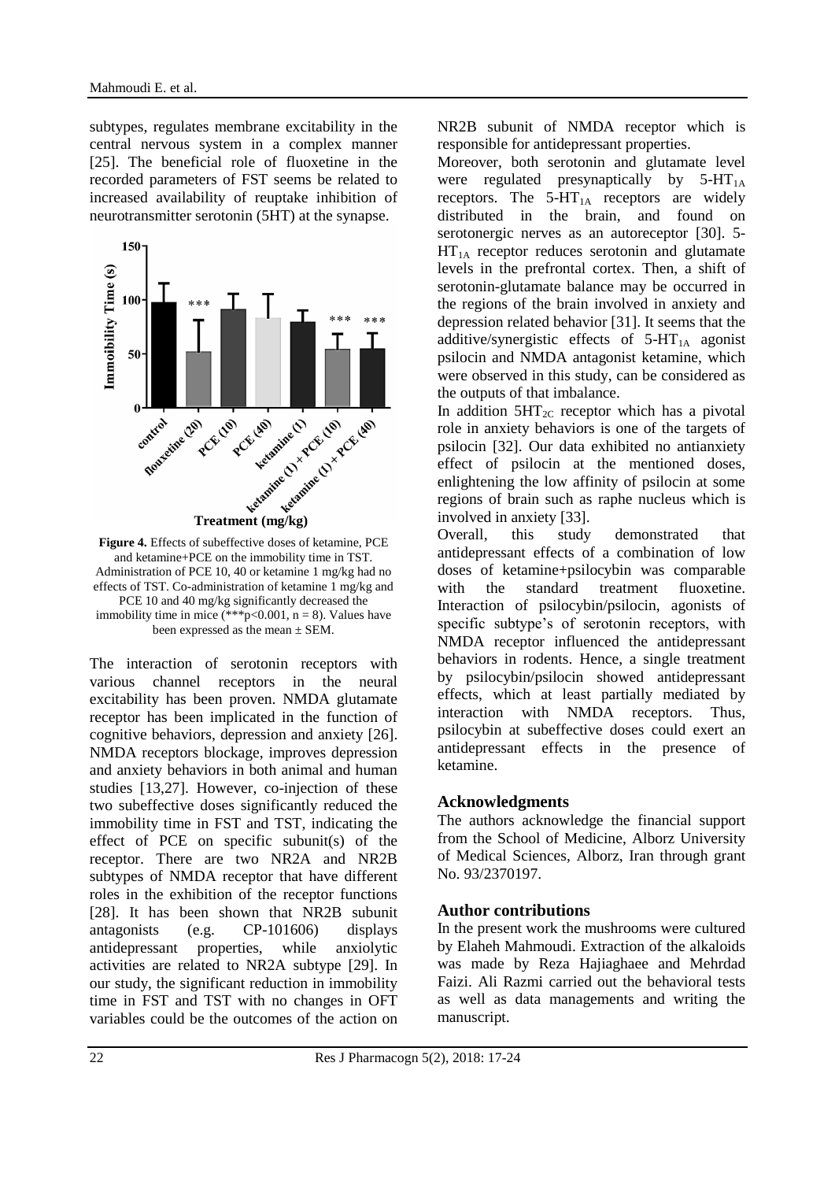subtypes, regulates membrane excitability in the central nervous system in a complex manner [25]. The beneficial role of fluoxetine in the recorded parameters of FST seems be related to increased availability of reuptake inhibition of neurotransmitter serotonin (5HT) at the synapse.

**Figure 4.** Effects of subeffective doses of ketamine, PCE and ketamine+PCE on the immobility time in TST. Administration of PCE 10, 40 or ketamine 1 mg/kg had no effects of TST. Co-administration of ketamine 1 mg/kg and PCE 10 and 40 mg/kg significantly decreased the immobility time in mice (***$p<0.001$, $n = 8$). Values have been expressed as the mean ± SEM.

The interaction of serotonin receptors with various channel receptors in the neural excitability has been proven. NMDA glutamate receptor has been implicated in the function of cognitive behaviors, depression and anxiety [26]. NMDA receptors blockage, improves depression and anxiety behaviors in both animal and human studies [13,27]. However, co-injection of these two subeffective doses significantly reduced the immobility time in FST and TST, indicating the effect of PCE on specific subunit(s) of the receptor. There are two NR2A and NR2B subtypes of NMDA receptor that have different roles in the exhibition of the receptor functions [28]. It has been shown that NR2B subunit antagonists (e.g. CP-101606) displays antidepressant properties, while anxiolytic activities are related to NR2A subtype [29]. In our study, the significant reduction in immobility time in FST and TST with no changes in OFT variables could be the outcomes of the action on NR2B subunit of NMDA receptor which is responsible for antidepressant properties.

Moreover, both serotonin and glutamate level were regulated presynaptically by $5\text{-HT}_{1A}$ receptors. The $5\text{-HT}_{1A}$ receptors are widely distributed in the brain, and found on serotonergic nerves as an autoreceptor [30]. $5\text{-HT}_{1A}$ receptor reduces serotonin and glutamate levels in the prefrontal cortex. Then, a shift of serotonin-glutamate balance may be occurred in the regions of the brain involved in anxiety and depression related behavior [31]. It seems that the additive/synergistic effects of $5\text{-HT}_{1A}$ agonist psilocin and NMDA antagonist ketamine, which were observed in this study, can be considered as the outputs of that imbalance.

In addition $5HT_{2C}$ receptor which has a pivotal role in anxiety behaviors is one of the targets of psilocin [32]. Our data exhibited no antianxiety effect of psilocin at the mentioned doses, enlightening the low affinity of psilocin at some regions of brain such as raphe nucleus which is involved in anxiety [33].

Overall, this study demonstrated that antidepressant effects of a combination of low doses of ketamine+psilocybin was comparable with the standard treatment fluoxetine. Interaction of psilocybin/psilocin, agonists of specific subtype's of serotonin receptors, with NMDA receptor influenced the antidepressant behaviors in rodents. Hence, a single treatment by psilocybin/psilocin showed antidepressant effects, which at least partially mediated by interaction with NMDA receptors. Thus, psilocybin at subeffective doses could exert an antidepressant effects in the presence of ketamine.

## Acknowledgments

The authors acknowledge the financial support from the School of Medicine, Alborz University of Medical Sciences, Alborz, Iran through grant No. 93/2370197.

## Author contributions

In the present work the mushrooms were cultured by Elaheh Mahmoudi. Extraction of the alkaloids was made by Reza Hajiaghaee and Mehrdad Faizi. Ali Razmi carried out the behavioral tests as well as data managements and writing the manuscript.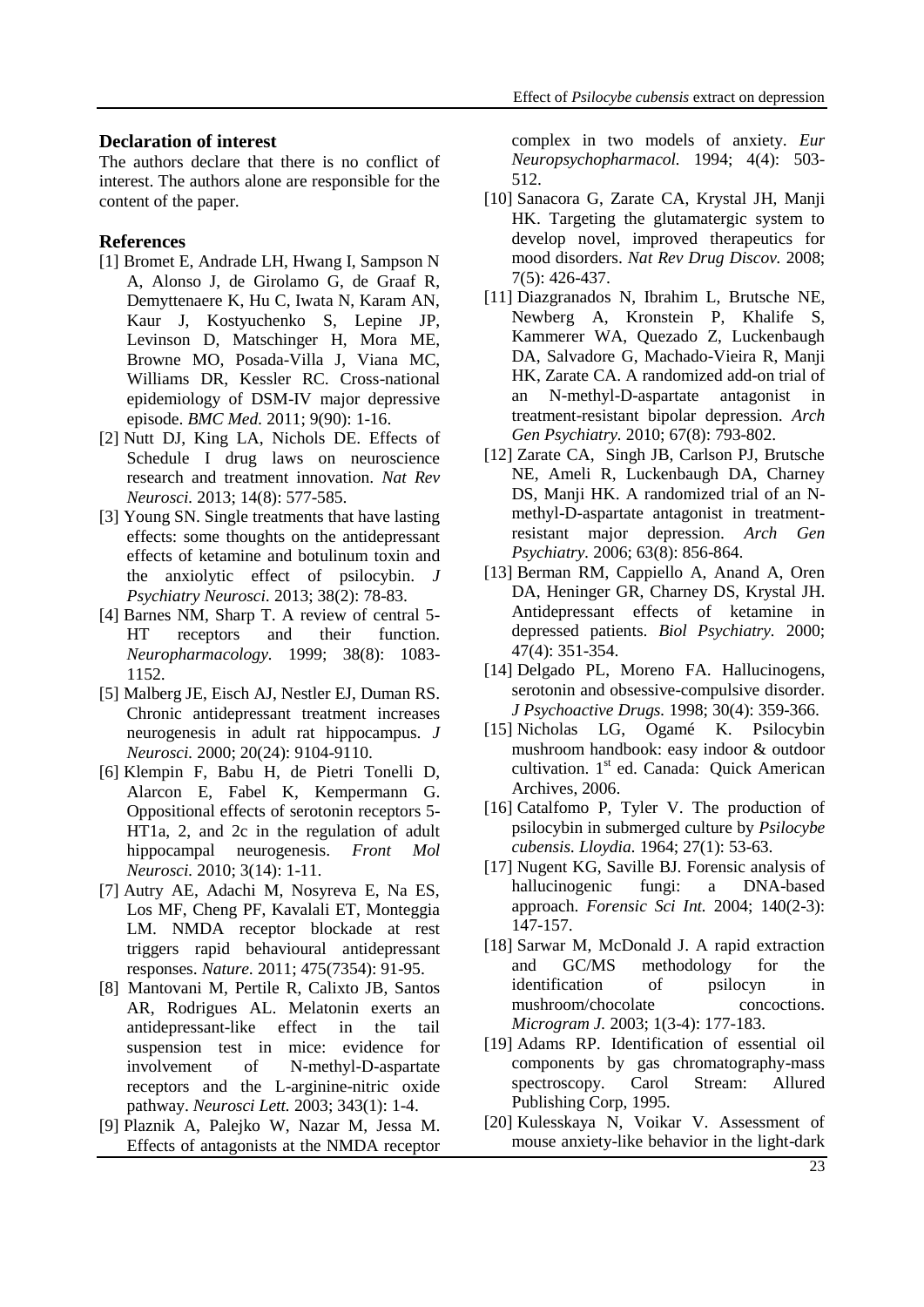## Declaration of interest

The authors declare that there is no conflict of interest. The authors alone are responsible for the content of the paper.

## References

[1] Bromet E, Andrade LH, Hwang I, Sampson N A, Alonso J, de Girolamo G, de Graaf R, Demyttenaere K, Hu C, Iwata N, Karam AN, Kaur J, Kostyuchenko S, Lepine JP, Levinson D, Matschinger H, Mora ME, Browne MO, Posada-Villa J, Viana MC, Williams DR, Kessler RC. Cross-national epidemiology of DSM-IV major depressive episode. *BMC Med.* 2011; 9(90): 1-16.

[2] Nutt DJ, King LA, Nichols DE. Effects of Schedule I drug laws on neuroscience research and treatment innovation. *Nat Rev Neurosci.* 2013; 14(8): 577-585.

[3] Young SN. Single treatments that have lasting effects: some thoughts on the antidepressant effects of ketamine and botulinum toxin and the anxiolytic effect of psilocybin. *J Psychiatry Neurosci.* 2013; 38(2): 78-83.

[4] Barnes NM, Sharp T. A review of central 5-HT receptors and their function. *Neuropharmacology.* 1999; 38(8): 1083-1152.

[5] Malberg JE, Eisch AJ, Nestler EJ, Duman RS. Chronic antidepressant treatment increases neurogenesis in adult rat hippocampus. *J Neurosci.* 2000; 20(24): 9104-9110.

[6] Klempin F, Babu H, de Pietri Tonelli D, Alarcon E, Fabel K, Kempermann G. Oppositional effects of serotonin receptors 5-HT1a, 2, and 2c in the regulation of adult hippocampal neurogenesis. *Front Mol Neurosci.* 2010; 3(14): 1-11.

[7] Autry AE, Adachi M, Nosyreva E, Na ES, Los MF, Cheng PF, Kavalali ET, Monteggia LM. NMDA receptor blockade at rest triggers rapid behavioural antidepressant responses. *Nature.* 2011; 475(7354): 91-95.

[8] Mantovani M, Pertile R, Calixto JB, Santos AR, Rodrigues AL. Melatonin exerts an antidepressant-like effect in the tail suspension test in mice: evidence for involvement of N-methyl-D-aspartate receptors and the L-arginine-nitric oxide pathway. *Neurosci Lett.* 2003; 343(1): 1-4.

[9] Plaznik A, Palejko W, Nazar M, Jessa M. Effects of antagonists at the NMDA receptor complex in two models of anxiety. *Eur Neuropsychopharmacol.* 1994; 4(4): 503-512.

[10] Sanacora G, Zarate CA, Krystal JH, Manji HK. Targeting the glutamatergic system to develop novel, improved therapeutics for mood disorders. *Nat Rev Drug Discov.* 2008; 7(5): 426-437.

[11] Diazgranados N, Ibrahim L, Brutsche NE, Newberg A, Kronstein P, Khalife S, Kammerer WA, Quezado Z, Luckenbaugh DA, Salvadore G, Machado-Vieira R, Manji HK, Zarate CA. A randomized add-on trial of an N-methyl-D-aspartate antagonist in treatment-resistant bipolar depression. *Arch Gen Psychiatry.* 2010; 67(8): 793-802.

[12] Zarate CA, Singh JB, Carlson PJ, Brutsche NE, Ameli R, Luckenbaugh DA, Charney DS, Manji HK. A randomized trial of an N-methyl-D-aspartate antagonist in treatment-resistant major depression. *Arch Gen Psychiatry.* 2006; 63(8): 856-864.

[13] Berman RM, Cappiello A, Anand A, Oren DA, Heninger GR, Charney DS, Krystal JH. Antidepressant effects of ketamine in depressed patients. *Biol Psychiatry.* 2000; 47(4): 351-354.

[14] Delgado PL, Moreno FA. Hallucinogens, serotonin and obsessive-compulsive disorder. *J Psychoactive Drugs.* 1998; 30(4): 359-366.

[15] Nicholas LG, Ogamé K. Psilocybin mushroom handbook: easy indoor & outdoor cultivation. 1st ed. Canada: Quick American Archives, 2006.

[16] Catalfomo P, Tyler V. The production of psilocybin in submerged culture by *Psilocybe cubensis. Lloydia.* 1964; 27(1): 53-63.

[17] Nugent KG, Saville BJ. Forensic analysis of hallucinogenic fungi: a DNA-based approach. *Forensic Sci Int.* 2004; 140(2-3): 147-157.

[18] Sarwar M, McDonald J. A rapid extraction and GC/MS methodology for the identification of psilocyn in mushroom/chocolate concoctions. *Microgram J.* 2003; 1(3-4): 177-183.

[19] Adams RP. Identification of essential oil components by gas chromatography-mass spectroscopy. Carol Stream: Allured Publishing Corp, 1995.

[20] Kulesskaya N, Voikar V. Assessment of mouse anxiety-like behavior in the light-dark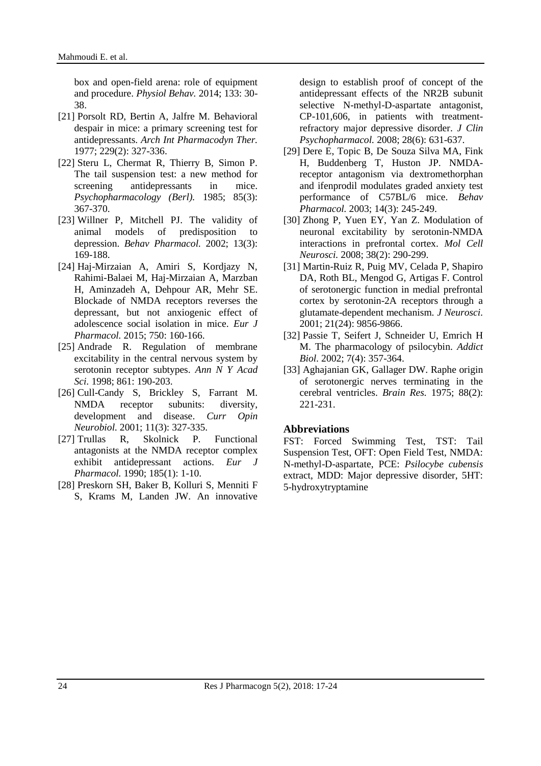box and open-field arena: role of equipment and procedure. *Physiol Behav.* 2014; 133: 30-38.

[21] Porsolt RD, Bertin A, Jalfre M. Behavioral despair in mice: a primary screening test for antidepressants. *Arch Int Pharmacodyn Ther.* 1977; 229(2): 327-336.

[22] Steru L, Chermat R, Thierry B, Simon P. The tail suspension test: a new method for screening antidepressants in mice. *Psychopharmacology (Berl).* 1985; 85(3): 367-370.

[23] Willner P, Mitchell PJ. The validity of animal models of predisposition to depression. *Behav Pharmacol.* 2002; 13(3): 169-188.

[24] Haj-Mirzaian A, Amiri S, Kordjazy N, Rahimi-Balaei M, Haj-Mirzaian A, Marzban H, Aminzadeh A, Dehpour AR, Mehr SE. Blockade of NMDA receptors reverses the depressant, but not anxiogenic effect of adolescence social isolation in mice. *Eur J Pharmacol.* 2015; 750: 160-166.

[25] Andrade R. Regulation of membrane excitability in the central nervous system by serotonin receptor subtypes. *Ann N Y Acad Sci.* 1998; 861: 190-203.

[26] Cull-Candy S, Brickley S, Farrant M. NMDA receptor subunits: diversity, development and disease. *Curr Opin Neurobiol.* 2001; 11(3): 327-335.

[27] Trullas R, Skolnick P. Functional antagonists at the NMDA receptor complex exhibit antidepressant actions. *Eur J Pharmacol.* 1990; 185(1): 1-10.

[28] Preskorn SH, Baker B, Kolluri S, Menniti F S, Krams M, Landen JW. An innovative design to establish proof of concept of the antidepressant effects of the NR2B subunit selective N-methyl-D-aspartate antagonist, CP-101,606, in patients with treatment-refractory major depressive disorder. *J Clin Psychopharmacol.* 2008; 28(6): 631-637.

[29] Dere E, Topic B, De Souza Silva MA, Fink H, Buddenberg T, Huston JP. NMDA-receptor antagonism via dextromethorphan and ifenprodil modulates graded anxiety test performance of C57BL/6 mice. *Behav Pharmacol.* 2003; 14(3): 245-249.

[30] Zhong P, Yuen EY, Yan Z. Modulation of neuronal excitability by serotonin-NMDA interactions in prefrontal cortex. *Mol Cell Neurosci.* 2008; 38(2): 290-299.

[31] Martin-Ruiz R, Puig MV, Celada P, Shapiro DA, Roth BL, Mengod G, Artigas F. Control of serotonergic function in medial prefrontal cortex by serotonin-2A receptors through a glutamate-dependent mechanism. *J Neurosci.* 2001; 21(24): 9856-9866.

[32] Passie T, Seifert J, Schneider U, Emrich H M. The pharmacology of psilocybin. *Addict Biol.* 2002; 7(4): 357-364.

[33] Aghajanian GK, Gallager DW. Raphe origin of serotonergic nerves terminating in the cerebral ventricles. *Brain Res.* 1975; 88(2): 221-231.

## Abbreviations

FST: Forced Swimming Test, TST: Tail Suspension Test, OFT: Open Field Test, NMDA: N-methyl-D-aspartate, PCE: *Psilocybe cubensis* extract, MDD: Major depressive disorder, 5HT: 5-hydroxytryptamine